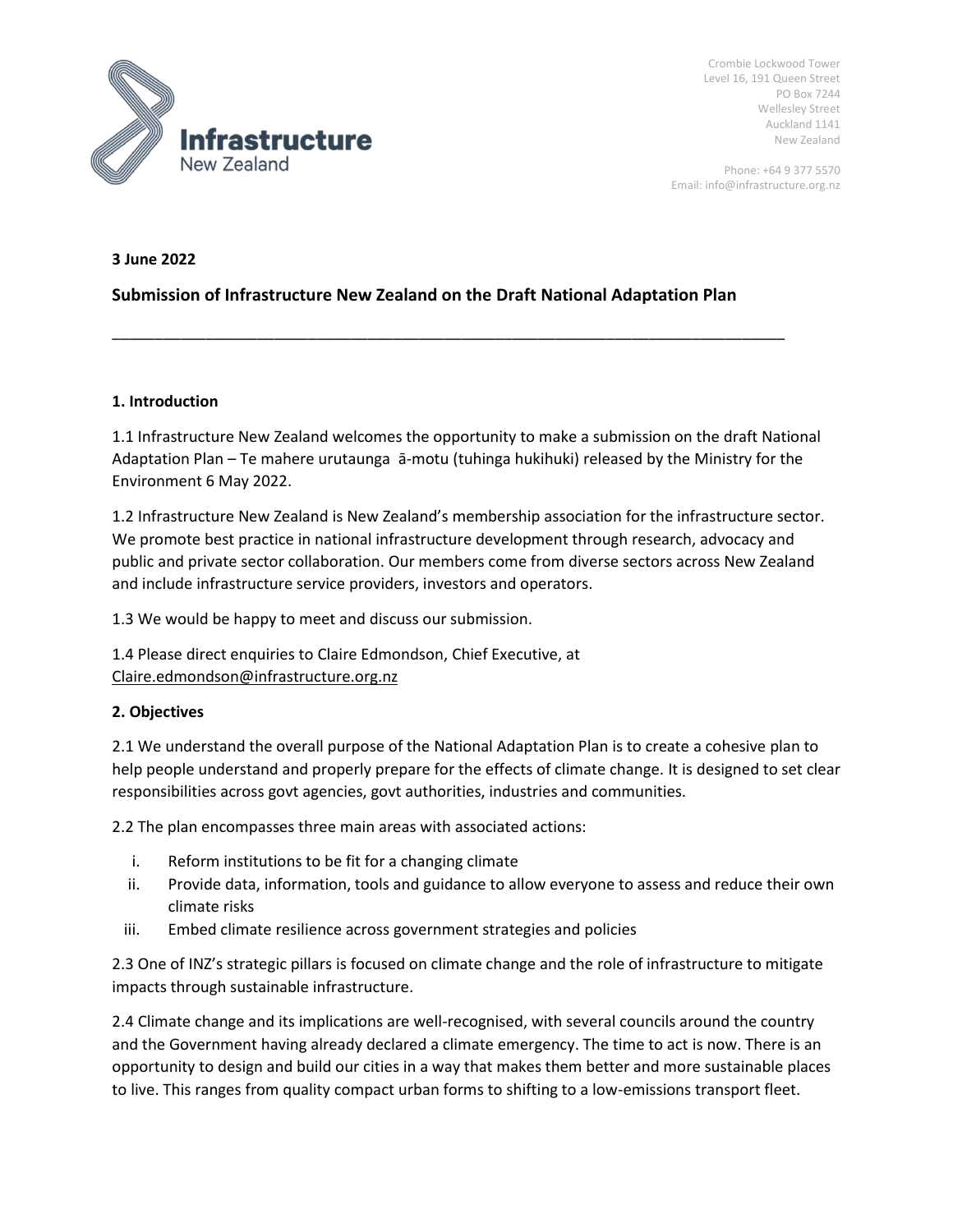Crombie Lockwood Tower
Level 16, 191 Queen Street
PO Box 7244
Wellesley Street
Auckland 1141
New Zealand

Phone: +64 9 377 5570
Email: info@infrastructure.org.nz

**3 June 2022**

## Submission of Infrastructure New Zealand on the Draft National Adaptation Plan

---

### 1. Introduction

1.1 Infrastructure New Zealand welcomes the opportunity to make a submission on the draft National Adaptation Plan – Te mahere urutaunga ā-motu (tuhinga hukihuki) released by the Ministry for the Environment 6 May 2022.

1.2 Infrastructure New Zealand is New Zealand's membership association for the infrastructure sector. We promote best practice in national infrastructure development through research, advocacy and public and private sector collaboration. Our members come from diverse sectors across New Zealand and include infrastructure service providers, investors and operators.

1.3 We would be happy to meet and discuss our submission.

1.4 Please direct enquiries to Claire Edmondson, Chief Executive, at Claire.edmondson@infrastructure.org.nz

### 2. Objectives

2.1 We understand the overall purpose of the National Adaptation Plan is to create a cohesive plan to help people understand and properly prepare for the effects of climate change. It is designed to set clear responsibilities across govt agencies, govt authorities, industries and communities.

2.2 The plan encompasses three main areas with associated actions:

i. Reform institutions to be fit for a changing climate
ii. Provide data, information, tools and guidance to allow everyone to assess and reduce their own climate risks
iii. Embed climate resilience across government strategies and policies

2.3 One of INZ's strategic pillars is focused on climate change and the role of infrastructure to mitigate impacts through sustainable infrastructure.

2.4 Climate change and its implications are well-recognised, with several councils around the country and the Government having already declared a climate emergency. The time to act is now. There is an opportunity to design and build our cities in a way that makes them better and more sustainable places to live. This ranges from quality compact urban forms to shifting to a low-emissions transport fleet.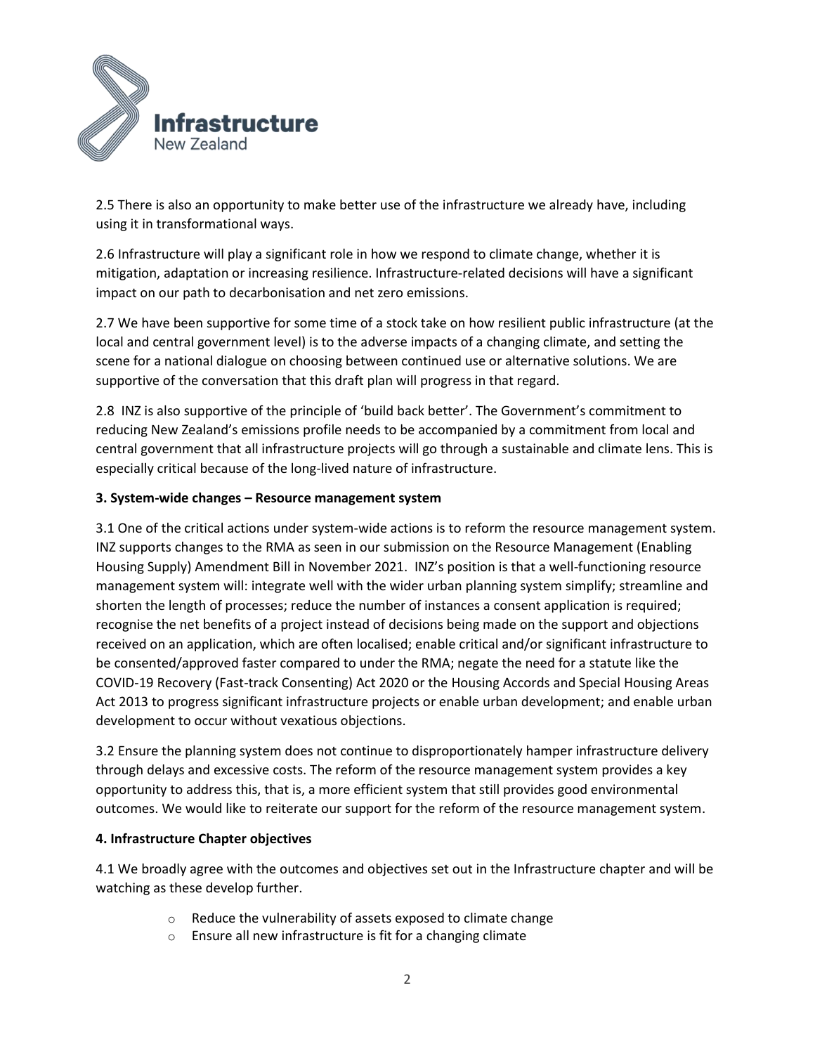2.5 There is also an opportunity to make better use of the infrastructure we already have, including using it in transformational ways.

2.6 Infrastructure will play a significant role in how we respond to climate change, whether it is mitigation, adaptation or increasing resilience. Infrastructure-related decisions will have a significant impact on our path to decarbonisation and net zero emissions.

2.7 We have been supportive for some time of a stock take on how resilient public infrastructure (at the local and central government level) is to the adverse impacts of a changing climate, and setting the scene for a national dialogue on choosing between continued use or alternative solutions. We are supportive of the conversation that this draft plan will progress in that regard.

2.8 INZ is also supportive of the principle of 'build back better'. The Government's commitment to reducing New Zealand's emissions profile needs to be accompanied by a commitment from local and central government that all infrastructure projects will go through a sustainable and climate lens. This is especially critical because of the long-lived nature of infrastructure.

**3. System-wide changes – Resource management system**

3.1 One of the critical actions under system-wide actions is to reform the resource management system. INZ supports changes to the RMA as seen in our submission on the Resource Management (Enabling Housing Supply) Amendment Bill in November 2021. INZ's position is that a well-functioning resource management system will: integrate well with the wider urban planning system simplify; streamline and shorten the length of processes; reduce the number of instances a consent application is required; recognise the net benefits of a project instead of decisions being made on the support and objections received on an application, which are often localised; enable critical and/or significant infrastructure to be consented/approved faster compared to under the RMA; negate the need for a statute like the COVID-19 Recovery (Fast-track Consenting) Act 2020 or the Housing Accords and Special Housing Areas Act 2013 to progress significant infrastructure projects or enable urban development; and enable urban development to occur without vexatious objections.

3.2 Ensure the planning system does not continue to disproportionately hamper infrastructure delivery through delays and excessive costs. The reform of the resource management system provides a key opportunity to address this, that is, a more efficient system that still provides good environmental outcomes. We would like to reiterate our support for the reform of the resource management system.

**4. Infrastructure Chapter objectives**

4.1 We broadly agree with the outcomes and objectives set out in the Infrastructure chapter and will be watching as these develop further.

- Reduce the vulnerability of assets exposed to climate change
- Ensure all new infrastructure is fit for a changing climate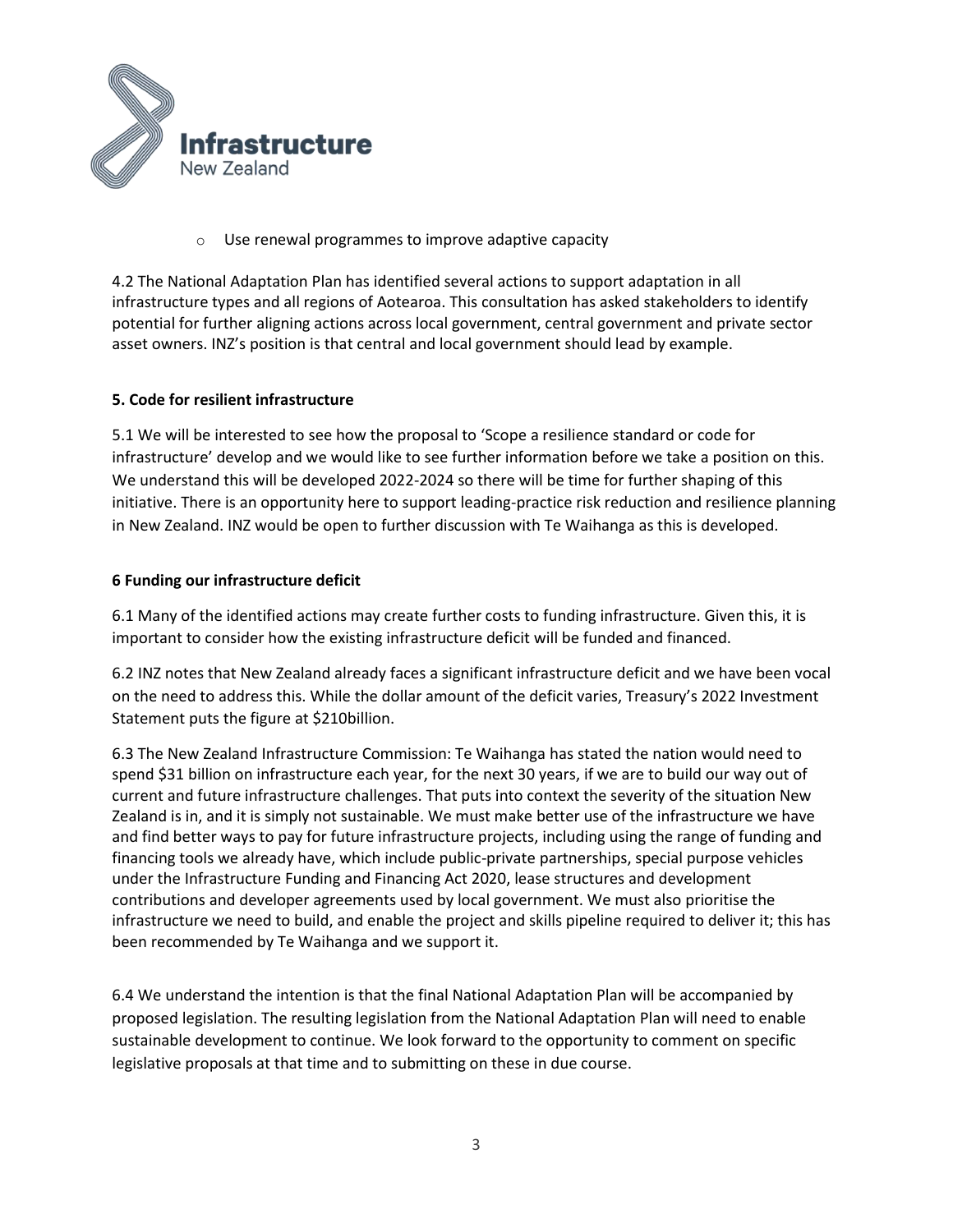- Use renewal programmes to improve adaptive capacity

4.2 The National Adaptation Plan has identified several actions to support adaptation in all infrastructure types and all regions of Aotearoa. This consultation has asked stakeholders to identify potential for further aligning actions across local government, central government and private sector asset owners. INZ's position is that central and local government should lead by example.

**5. Code for resilient infrastructure**

5.1 We will be interested to see how the proposal to 'Scope a resilience standard or code for infrastructure' develop and we would like to see further information before we take a position on this. We understand this will be developed 2022-2024 so there will be time for further shaping of this initiative. There is an opportunity here to support leading-practice risk reduction and resilience planning in New Zealand. INZ would be open to further discussion with Te Waihanga as this is developed.

**6 Funding our infrastructure deficit**

6.1 Many of the identified actions may create further costs to funding infrastructure. Given this, it is important to consider how the existing infrastructure deficit will be funded and financed.

6.2 INZ notes that New Zealand already faces a significant infrastructure deficit and we have been vocal on the need to address this. While the dollar amount of the deficit varies, Treasury's 2022 Investment Statement puts the figure at $210billion.

6.3 The New Zealand Infrastructure Commission: Te Waihanga has stated the nation would need to spend $31 billion on infrastructure each year, for the next 30 years, if we are to build our way out of current and future infrastructure challenges. That puts into context the severity of the situation New Zealand is in, and it is simply not sustainable. We must make better use of the infrastructure we have and find better ways to pay for future infrastructure projects, including using the range of funding and financing tools we already have, which include public-private partnerships, special purpose vehicles under the Infrastructure Funding and Financing Act 2020, lease structures and development contributions and developer agreements used by local government. We must also prioritise the infrastructure we need to build, and enable the project and skills pipeline required to deliver it; this has been recommended by Te Waihanga and we support it.

6.4 We understand the intention is that the final National Adaptation Plan will be accompanied by proposed legislation. The resulting legislation from the National Adaptation Plan will need to enable sustainable development to continue. We look forward to the opportunity to comment on specific legislative proposals at that time and to submitting on these in due course.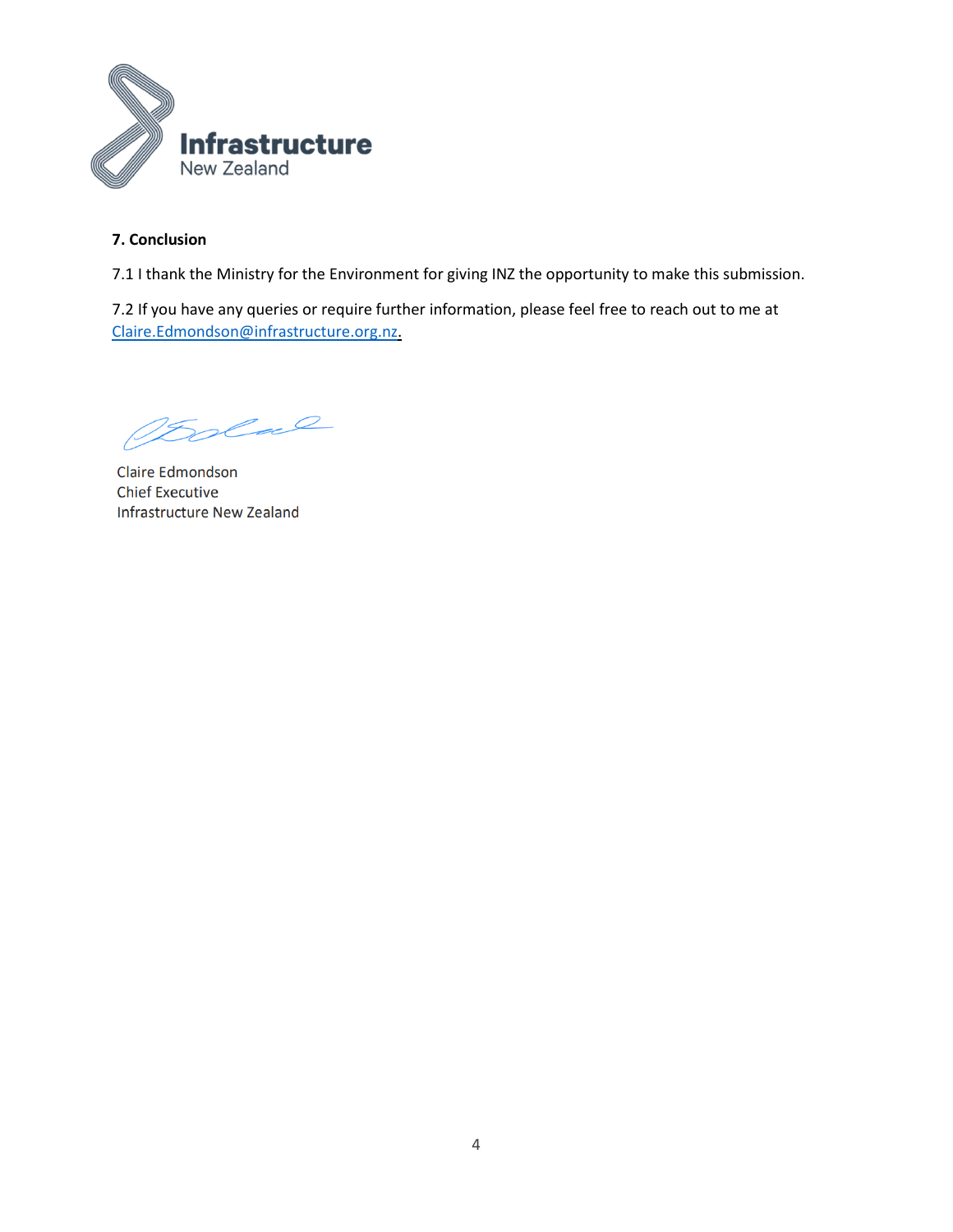Infrastructure
New Zealand

**7. Conclusion**

7.1 I thank the Ministry for the Environment for giving INZ the opportunity to make this submission.

7.2 If you have any queries or require further information, please feel free to reach out to me at Claire.Edmondson@infrastructure.org.nz.

Claire Edmondson
Chief Executive
Infrastructure New Zealand